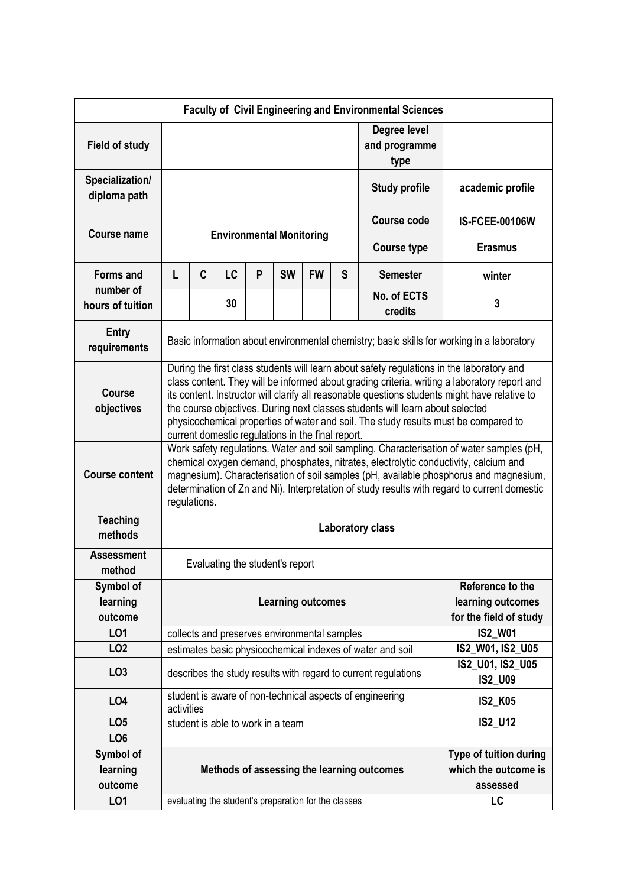| Faculty of Civil Engineering and Environmental Sciences | | | | | | | | | |
|---|---|---|---|---|---|---|---|---|---|
| **Field of study** | | | | | | | | **Degree level and programme type** | |
| **Specialization/ diploma path** | | | | | | | | **Study profile** | academic profile |
| **Course name** | **Environmental Monitoring** | | | | | | | **Course code** | **IS-FCEE-00106W** |
| | | | | | | | | **Course type** | **Erasmus** |
| **Forms and number of hours of tuition** | **L** | **C** | **LC** | **P** | **SW** | **FW** | **S** | **Semester** | winter |
| | | | 30 | | | | | **No. of ECTS credits** | 3 |
| **Entry requirements** | Basic information about environmental chemistry; basic skills for working in a laboratory | | | | | | | | |
| **Course objectives** | During the first class students will learn about safety regulations in the laboratory and class content. They will be informed about grading criteria, writing a laboratory report and its content. Instructor will clarify all reasonable questions students might have relative to the course objectives. During next classes students will learn about selected physicochemical properties of water and soil. The study results must be compared to current domestic regulations in the final report. | | | | | | | | |
| **Course content** | Work safety regulations. Water and soil sampling. Characterisation of water samples (pH, chemical oxygen demand, phosphates, nitrates, electrolytic conductivity, calcium and magnesium). Characterisation of soil samples (pH, available phosphorus and magnesium, determination of Zn and Ni). Interpretation of study results with regard to current domestic regulations. | | | | | | | | |
| **Teaching methods** | **Laboratory class** | | | | | | | | |
| **Assessment method** | Evaluating the student's report | | | | | | | | |
| **Symbol of learning outcome** | **Learning outcomes** | | | | | | | | **Reference to the learning outcomes for the field of study** |
| **LO1** | collects and preserves environmental samples | | | | | | | | **IS2_W01** |
| **LO2** | estimates basic physicochemical indexes of water and soil | | | | | | | | **IS2_W01, IS2_U05** |
| **LO3** | describes the study results with regard to current regulations | | | | | | | | **IS2_U01, IS2_U05 IS2_U09** |
| **LO4** | student is aware of non-technical aspects of engineering activities | | | | | | | | **IS2_K05** |
| **LO5** | student is able to work in a team | | | | | | | | **IS2_U12** |
| **LO6** | | | | | | | | | |
| **Symbol of learning outcome** | **Methods of assessing the learning outcomes** | | | | | | | | **Type of tuition during which the outcome is assessed** |
| **LO1** | evaluating the student's preparation for the classes | | | | | | | | **LC** |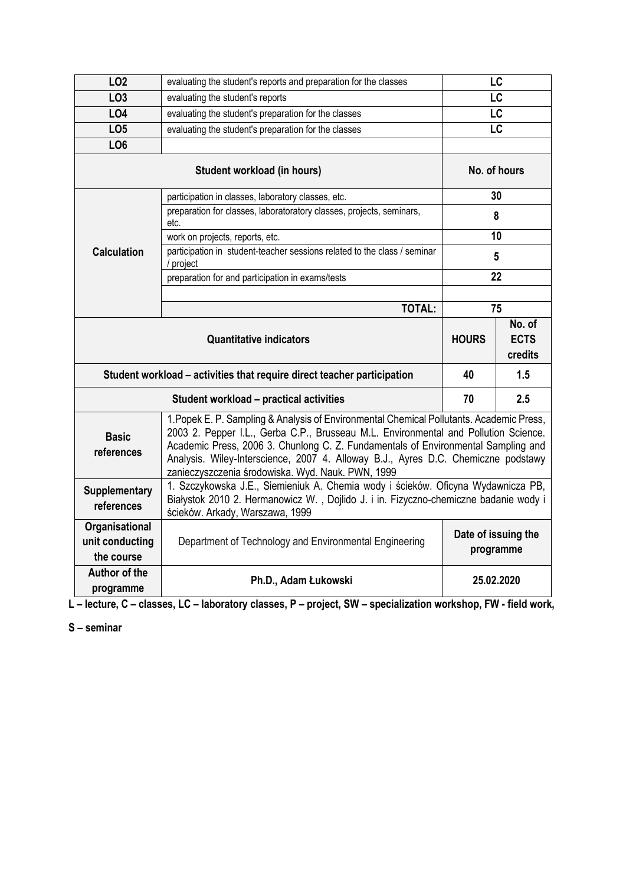| | | | |
|---|---|---|---|
| **LO2** | evaluating the student's reports and preparation for the classes | **LC** | |
| **LO3** | evaluating the student's reports | **LC** | |
| **LO4** | evaluating the student's preparation for the classes | **LC** | |
| **LO5** | evaluating the student's preparation for the classes | **LC** | |
| **LO6** | | | |
| **Student workload (in hours)** | | **No. of hours** | |
| **Calculation** | participation in classes, laboratory classes, etc. | **30** | |
| | preparation for classes, laboratoratory classes, projects, seminars, etc. | **8** | |
| | work on projects, reports, etc. | **10** | |
| | participation in student-teacher sessions related to the class / seminar / project | **5** | |
| | preparation for and participation in exams/tests | **22** | |
| | | | |
| | **TOTAL:** | **75** | |
| **Quantitative indicators** | | **HOURS** | **No. of ECTS credits** |
| **Student workload – activities that require direct teacher participation** | | **40** | **1.5** |
| **Student workload – practical activities** | | **70** | **2.5** |
| **Basic references** | 1.Popek E. P. Sampling & Analysis of Environmental Chemical Pollutants. Academic Press, 2003 2. Pepper I.L., Gerba C.P., Brusseau M.L. Environmental and Pollution Science. Academic Press, 2006 3. Chunlong C. Z. Fundamentals of Environmental Sampling and Analysis. Wiley-Interscience, 2007 4. Alloway B.J., Ayres D.C. Chemiczne podstawy zanieczyszczenia środowiska. Wyd. Nauk. PWN, 1999 | | |
| **Supplementary references** | 1. Szczykowska J.E., Siemieniuk A. Chemia wody i ścieków. Oficyna Wydawnicza PB, Białystok 2010 2. Hermanowicz W. , Dojlido J. i in. Fizyczno-chemiczne badanie wody i ścieków. Arkady, Warszawa, 1999 | | |
| **Organisational unit conducting the course** | Department of Technology and Environmental Engineering | **Date of issuing the programme** | |
| **Author of the programme** | **Ph.D., Adam Łukowski** | **25.02.2020** | |

**L – lecture, C – classes, LC – laboratory classes, P – project, SW – specialization workshop, FW - field work, S – seminar**